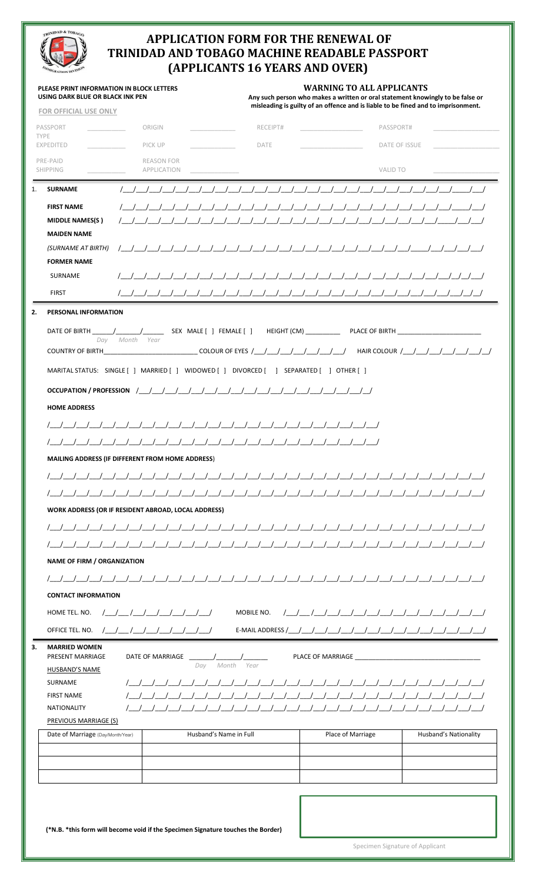# APPLICATION FORM FOR THE RENEWAL OF TRINIDAD AND TOBAGO MACHINE READABLE PASSPORT (APPLICANTS 16 YEARS AND OVER)

**PLEASE PRINT INFORMATION IN BLOCK LETTERS USING DARK BLUE OR BLACK INK PEN**

**WARNING TO ALL APPLICANTS**
**Any such person who makes a written or oral statement knowingly to be false or misleading is guilty of an offence and is liable to be fined and to imprisonment.**

**FOR OFFICIAL USE ONLY**

| | | | | | | | |
|---|---|---|---|---|---|---|---|
| PASSPORT TYPE | ________ | ORIGIN | ________ | RECEIPT# | ________ | PASSPORT# | ________ |
| EXPEDITED | ________ | PICK UP | ________ | DATE | ________ | DATE OF ISSUE | ________ |
| PRE-PAID SHIPPING | ________ | REASON FOR APPLICATION | ________ | | | VALID TO | ________ |

1. **SURNAME** /__/__/__/__/__/__/__/__/__/__/__/__/__/__/__/__/__/__/__/__/__/__/__/__/__/__/

   **FIRST NAME** /__/__/__/__/__/__/__/__/__/__/__/__/__/__/__/__/__/__/__/__/__/__/__/__/__/__/

   **MIDDLE NAMES(S)** /__/__/__/__/__/__/__/__/__/__/__/__/__/__/__/__/__/__/__/__/__/__/__/__/__/__/

   **MAIDEN NAME**

   *(SURNAME AT BIRTH)* /__/__/__/__/__/__/__/__/__/__/__/__/__/__/__/__/__/__/__/__/__/__/__/__/__/__/

   **FORMER NAME**

   SURNAME /__/__/__/__/__/__/__/__/__/__/__/__/__/__/__/__/__/__/__/__/__/__/__/__/__/__/

   FIRST /__/__/__/__/__/__/__/__/__/__/__/__/__/__/__/__/__/__/__/__/__/__/__/__/__/__/

2. **PERSONAL INFORMATION**

   DATE OF BIRTH _____/_____/_____ (Day Month Year) SEX MALE [ ] FEMALE [ ] HEIGHT (CM) _________ PLACE OF BIRTH _____________________

   COUNTRY OF BIRTH_____________________ COLOUR OF EYES /__/__/__/__/__/__/__/ HAIR COLOUR /__/__/__/__/__/__/__/

   MARITAL STATUS: SINGLE [ ] MARRIED [ ] WIDOWED [ ] DIVORCED [ ] SEPARATED [ ] OTHER [ ]

   **OCCUPATION / PROFESSION** /__/__/__/__/__/__/__/__/__/__/__/__/__/__/__/__/__/__/__/__/

   **HOME ADDRESS**

   /__/__/__/__/__/__/__/__/__/__/__/__/__/__/__/__/__/__/__/__/__/__/__/__/__/

   /__/__/__/__/__/__/__/__/__/__/__/__/__/__/__/__/__/__/__/__/__/__/__/__/__/

   **MAILING ADDRESS (IF DIFFERENT FROM HOME ADDRESS)**

   /__/__/__/__/__/__/__/__/__/__/__/__/__/__/__/__/__/__/__/__/__/__/__/__/__/__/__/__/__/__/__/__/

   /__/__/__/__/__/__/__/__/__/__/__/__/__/__/__/__/__/__/__/__/__/__/__/__/__/__/__/__/__/__/__/__/

   **WORK ADDRESS (OR IF RESIDENT ABROAD, LOCAL ADDRESS)**

   /__/__/__/__/__/__/__/__/__/__/__/__/__/__/__/__/__/__/__/__/__/__/__/__/__/__/__/__/__/__/__/__/

   /__/__/__/__/__/__/__/__/__/__/__/__/__/__/__/__/__/__/__/__/__/__/__/__/__/__/__/__/__/__/__/__/

   **NAME OF FIRM / ORGANIZATION**

   /__/__/__/__/__/__/__/__/__/__/__/__/__/__/__/__/__/__/__/__/__/__/__/__/__/__/__/__/__/__/__/__/

   **CONTACT INFORMATION**

   HOME TEL. NO. /__/__/__/__/__/__/__/__/__/ MOBILE NO. /__/__/__/__/__/__/__/__/__/__/__/__/__/__/

   OFFICE TEL. NO. /__/__/__/__/__/__/__/__/__/ E-MAIL ADDRESS /__/__/__/__/__/__/__/__/__/__/__/__/__/__/

3. **MARRIED WOMEN**
   PRESENT MARRIAGE DATE OF MARRIAGE _____/_____/_____ (Day Month Year) PLACE OF MARRIAGE ______________________________

   HUSBAND'S NAME

   SURNAME /__/__/__/__/__/__/__/__/__/__/__/__/__/__/__/__/__/__/__/__/__/__/__/__/__/__/

   FIRST NAME /__/__/__/__/__/__/__/__/__/__/__/__/__/__/__/__/__/__/__/__/__/__/__/__/__/__/

   NATIONALITY /__/__/__/__/__/__/__/__/__/__/__/__/__/__/__/__/__/__/__/__/__/__/__/__/__/__/

   PREVIOUS MARRIAGE (S)

| Date of Marriage (Day/Month/Year) | Husband's Name in Full | Place of Marriage | Husband's Nationality |
|---|---|---|---|
| | | | |
| | | | |
| | | | |

**(\*N.B. \*this form will become void if the Specimen Signature touches the Border)**

Specimen Signature of Applicant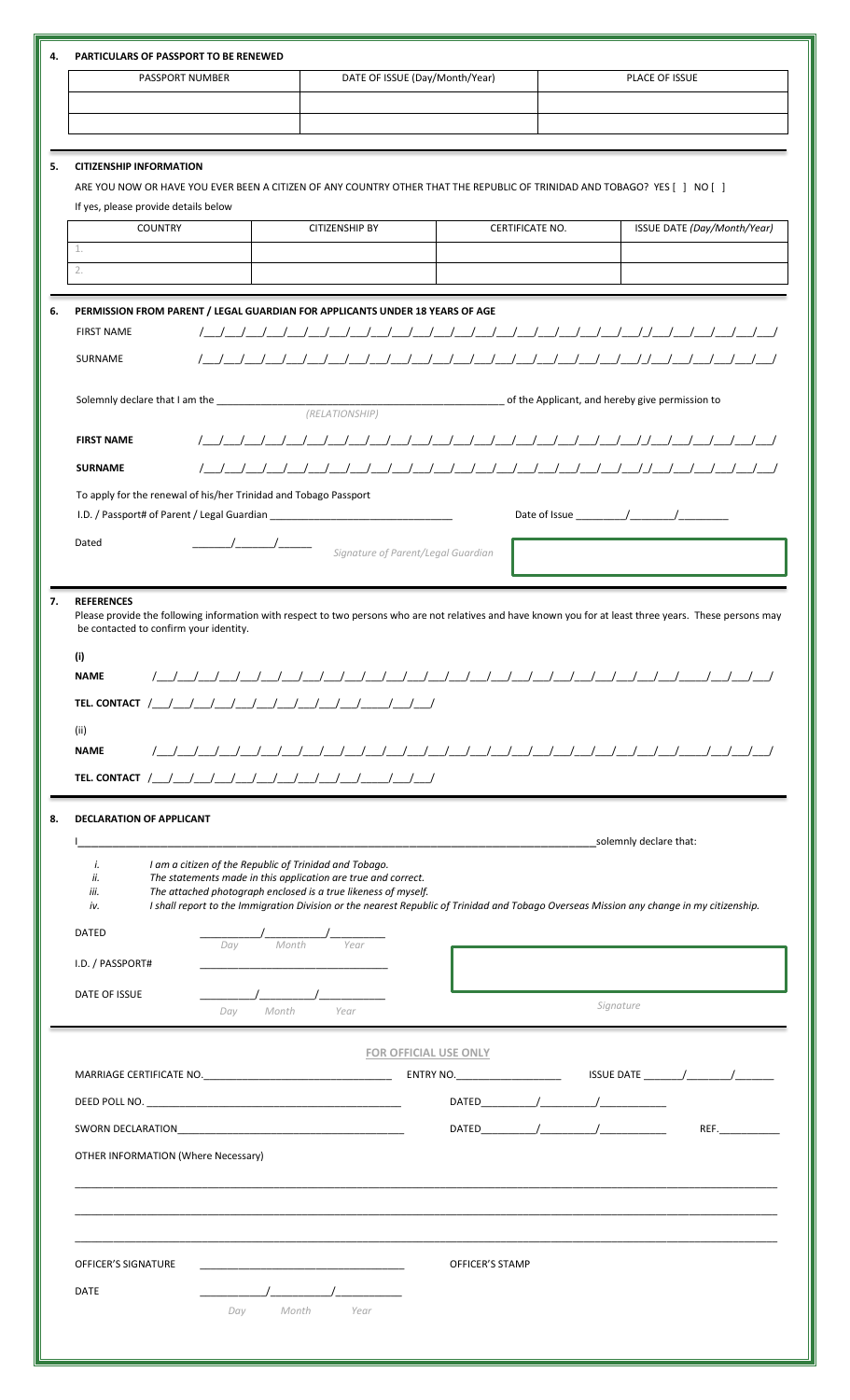## 4. PARTICULARS OF PASSPORT TO BE RENEWED

| PASSPORT NUMBER | DATE OF ISSUE (Day/Month/Year) | PLACE OF ISSUE |
|---|---|---|
| | | |
| | | |

## 5. CITIZENSHIP INFORMATION

ARE YOU NOW OR HAVE YOU EVER BEEN A CITIZEN OF ANY COUNTRY OTHER THAT THE REPUBLIC OF TRINIDAD AND TOBAGO? YES [ ] NO [ ]

If yes, please provide details below

| COUNTRY | CITIZENSHIP BY | CERTIFICATE NO. | ISSUE DATE *(Day/Month/Year)* |
|---|---|---|---|
| 1. | | | |
| 2. | | | |

## 6. PERMISSION FROM PARENT / LEGAL GUARDIAN FOR APPLICANTS UNDER 18 YEARS OF AGE

FIRST NAME /__/__/__/__/__/__/__/__/__/__/__/__/__/__/__/__/__/__/__/__/__/__/__/__/__/__/__/__/__/

SURNAME /__/__/__/__/__/__/__/__/__/__/__/__/__/__/__/__/__/__/__/__/__/__/__/__/__/__/__/__/__/

Solemnly declare that I am the ______________________________ of the Applicant, and hereby give permission to
*(RELATIONSHIP)*

**FIRST NAME** /__/__/__/__/__/__/__/__/__/__/__/__/__/__/__/__/__/__/__/__/__/__/__/__/__/__/__/__/__/

**SURNAME** /__/__/__/__/__/__/__/__/__/__/__/__/__/__/__/__/__/__/__/__/__/__/__/__/__/__/__/__/__/

To apply for the renewal of his/her Trinidad and Tobago Passport

I.D. / Passport# of Parent / Legal Guardian ______________________________ Date of Issue ________/________/________

Dated ______/______/______

*Signature of Parent/Legal Guardian*

## 7. REFERENCES

Please provide the following information with respect to two persons who are not relatives and have known you for at least three years. These persons may be contacted to confirm your identity.

**(i)**

**NAME** /__/__/__/__/__/__/__/__/__/__/__/__/__/__/__/__/__/__/__/__/__/__/__/__/__/__/__/__/__/__/__/

**TEL. CONTACT** /__/__/__/__/__/__/__/__/__/__/__/__/__/__/

(ii)

**NAME** /__/__/__/__/__/__/__/__/__/__/__/__/__/__/__/__/__/__/__/__/__/__/__/__/__/__/__/__/__/__/__/

**TEL. CONTACT** /__/__/__/__/__/__/__/__/__/__/__/__/__/__/

## 8. DECLARATION OF APPLICANT

I______________________________________________________________________________solemnly declare that:

*i. I am a citizen of the Republic of Trinidad and Tobago.*
*ii. The statements made in this application are true and correct.*
*iii. The attached photograph enclosed is a true likeness of myself.*
*iv. I shall report to the Immigration Division or the nearest Republic of Trinidad and Tobago Overseas Mission any change in my citizenship.*

DATED __________/__________/__________
*Day Month Year*

I.D. / PASSPORT# ______________________________

DATE OF ISSUE __________/__________/__________
*Day Month Year*

*Signature*

### FOR OFFICIAL USE ONLY

MARRIAGE CERTIFICATE NO.______________________________ ENTRY NO.__________________ ISSUE DATE ______/______/______

DEED POLL NO. ______________________________ DATED________/________/__________

SWORN DECLARATION______________________________ DATED________/________/__________ REF.__________

OTHER INFORMATION (Where Necessary)

______________________________________________________________________________

______________________________________________________________________________

______________________________________________________________________________

OFFICER'S SIGNATURE ______________________________ OFFICER'S STAMP

DATE __________/__________/__________
*Day Month Year*